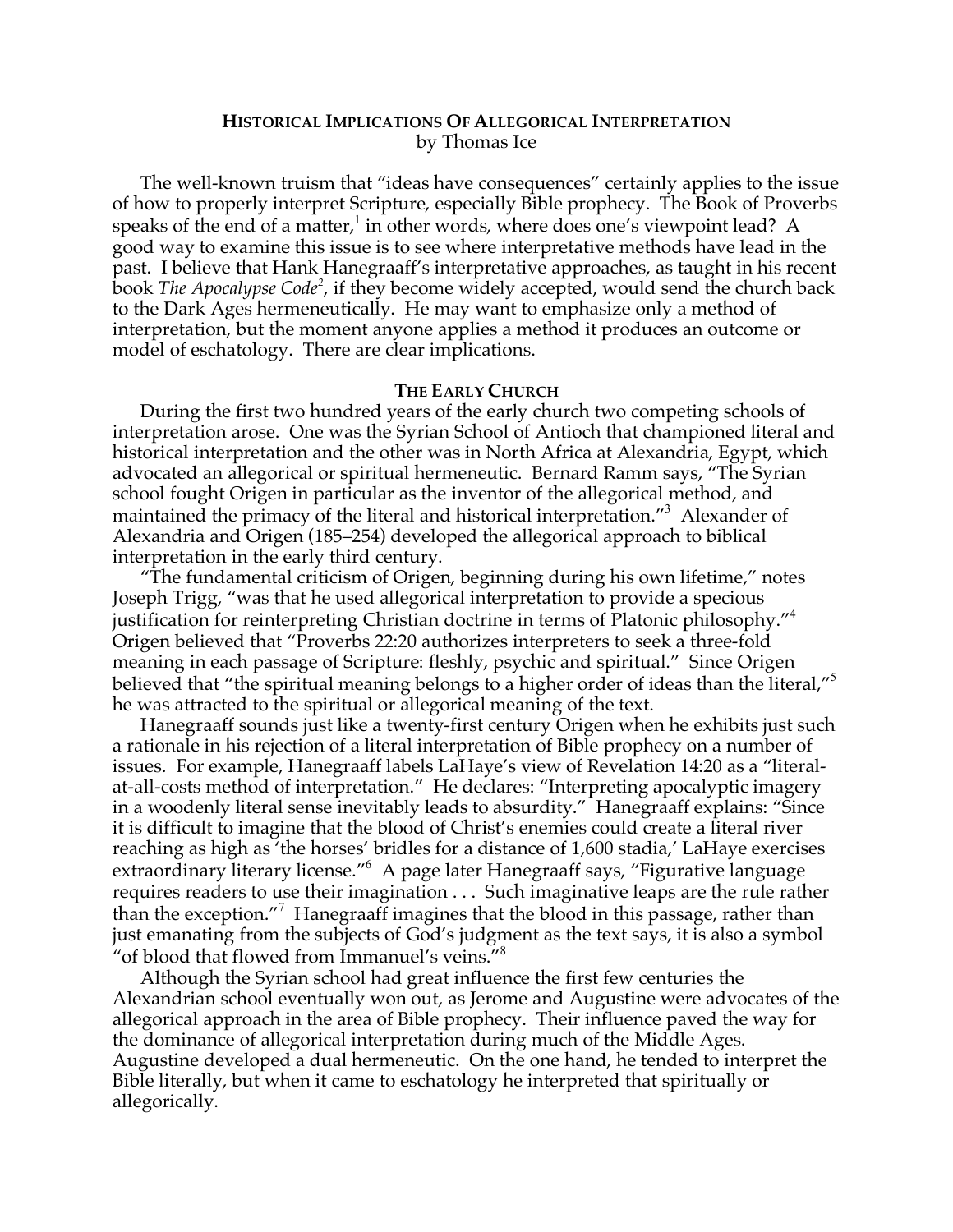# HISTORICAL IMPLICATIONS OF ALLEGORICAL INTERPRETATION

by Thomas Ice

The well-known truism that "ideas have consequences" certainly applies to the issue of how to properly interpret Scripture, especially Bible prophecy. The Book of Proverbs speaks of the end of a matter,[1] in other words, where does one's viewpoint lead? A good way to examine this issue is to see where interpretative methods have lead in the past. I believe that Hank Hanegraaff's interpretative approaches, as taught in his recent book *The Apocalypse Code*[2], if they become widely accepted, would send the church back to the Dark Ages hermeneutically. He may want to emphasize only a method of interpretation, but the moment anyone applies a method it produces an outcome or model of eschatology. There are clear implications.

## THE EARLY CHURCH

During the first two hundred years of the early church two competing schools of interpretation arose. One was the Syrian School of Antioch that championed literal and historical interpretation and the other was in North Africa at Alexandria, Egypt, which advocated an allegorical or spiritual hermeneutic. Bernard Ramm says, "The Syrian school fought Origen in particular as the inventor of the allegorical method, and maintained the primacy of the literal and historical interpretation."[3] Alexander of Alexandria and Origen (185–254) developed the allegorical approach to biblical interpretation in the early third century.

"The fundamental criticism of Origen, beginning during his own lifetime," notes Joseph Trigg, "was that he used allegorical interpretation to provide a specious justification for reinterpreting Christian doctrine in terms of Platonic philosophy."[4] Origen believed that "Proverbs 22:20 authorizes interpreters to seek a three-fold meaning in each passage of Scripture: fleshly, psychic and spiritual." Since Origen believed that "the spiritual meaning belongs to a higher order of ideas than the literal,"[5] he was attracted to the spiritual or allegorical meaning of the text.

Hanegraaff sounds just like a twenty-first century Origen when he exhibits just such a rationale in his rejection of a literal interpretation of Bible prophecy on a number of issues. For example, Hanegraaff labels LaHaye's view of Revelation 14:20 as a "literal-at-all-costs method of interpretation." He declares: "Interpreting apocalyptic imagery in a woodenly literal sense inevitably leads to absurdity." Hanegraaff explains: "Since it is difficult to imagine that the blood of Christ's enemies could create a literal river reaching as high as 'the horses' bridles for a distance of 1,600 stadia,' LaHaye exercises extraordinary literary license."[6] A page later Hanegraaff says, "Figurative language requires readers to use their imagination . . . Such imaginative leaps are the rule rather than the exception."[7] Hanegraaff imagines that the blood in this passage, rather than just emanating from the subjects of God's judgment as the text says, it is also a symbol "of blood that flowed from Immanuel's veins."[8]

Although the Syrian school had great influence the first few centuries the Alexandrian school eventually won out, as Jerome and Augustine were advocates of the allegorical approach in the area of Bible prophecy. Their influence paved the way for the dominance of allegorical interpretation during much of the Middle Ages. Augustine developed a dual hermeneutic. On the one hand, he tended to interpret the Bible literally, but when it came to eschatology he interpreted that spiritually or allegorically.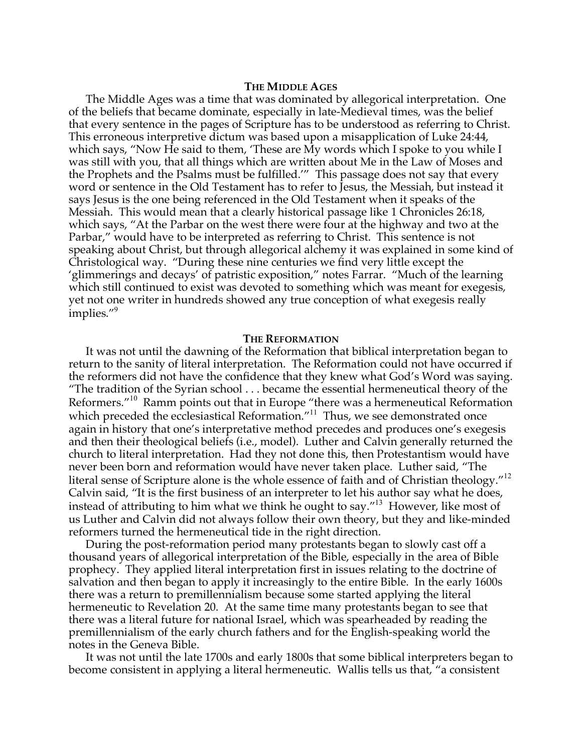## The Middle Ages

The Middle Ages was a time that was dominated by allegorical interpretation. One of the beliefs that became dominate, especially in late-Medieval times, was the belief that every sentence in the pages of Scripture has to be understood as referring to Christ. This erroneous interpretive dictum was based upon a misapplication of Luke 24:44, which says, "Now He said to them, 'These are My words which I spoke to you while I was still with you, that all things which are written about Me in the Law of Moses and the Prophets and the Psalms must be fulfilled.'" This passage does not say that every word or sentence in the Old Testament has to refer to Jesus, the Messiah, but instead it says Jesus is the one being referenced in the Old Testament when it speaks of the Messiah. This would mean that a clearly historical passage like 1 Chronicles 26:18, which says, "At the Parbar on the west there were four at the highway and two at the Parbar," would have to be interpreted as referring to Christ. This sentence is not speaking about Christ, but through allegorical alchemy it was explained in some kind of Christological way. "During these nine centuries we find very little except the 'glimmerings and decays' of patristic exposition," notes Farrar. "Much of the learning which still continued to exist was devoted to something which was meant for exegesis, yet not one writer in hundreds showed any true conception of what exegesis really implies."[9]

## The Reformation

It was not until the dawning of the Reformation that biblical interpretation began to return to the sanity of literal interpretation. The Reformation could not have occurred if the reformers did not have the confidence that they knew what God's Word was saying. "The tradition of the Syrian school . . . became the essential hermeneutical theory of the Reformers."[10] Ramm points out that in Europe "there was a hermeneutical Reformation which preceded the ecclesiastical Reformation."[11] Thus, we see demonstrated once again in history that one's interpretative method precedes and produces one's exegesis and then their theological beliefs (i.e., model). Luther and Calvin generally returned the church to literal interpretation. Had they not done this, then Protestantism would have never been born and reformation would have never taken place. Luther said, "The literal sense of Scripture alone is the whole essence of faith and of Christian theology."[12] Calvin said, "It is the first business of an interpreter to let his author say what he does, instead of attributing to him what we think he ought to say."[13] However, like most of us Luther and Calvin did not always follow their own theory, but they and like-minded reformers turned the hermeneutical tide in the right direction.

During the post-reformation period many protestants began to slowly cast off a thousand years of allegorical interpretation of the Bible, especially in the area of Bible prophecy. They applied literal interpretation first in issues relating to the doctrine of salvation and then began to apply it increasingly to the entire Bible. In the early 1600s there was a return to premillennialism because some started applying the literal hermeneutic to Revelation 20. At the same time many protestants began to see that there was a literal future for national Israel, which was spearheaded by reading the premillennialism of the early church fathers and for the English-speaking world the notes in the Geneva Bible.

It was not until the late 1700s and early 1800s that some biblical interpreters began to become consistent in applying a literal hermeneutic. Wallis tells us that, "a consistent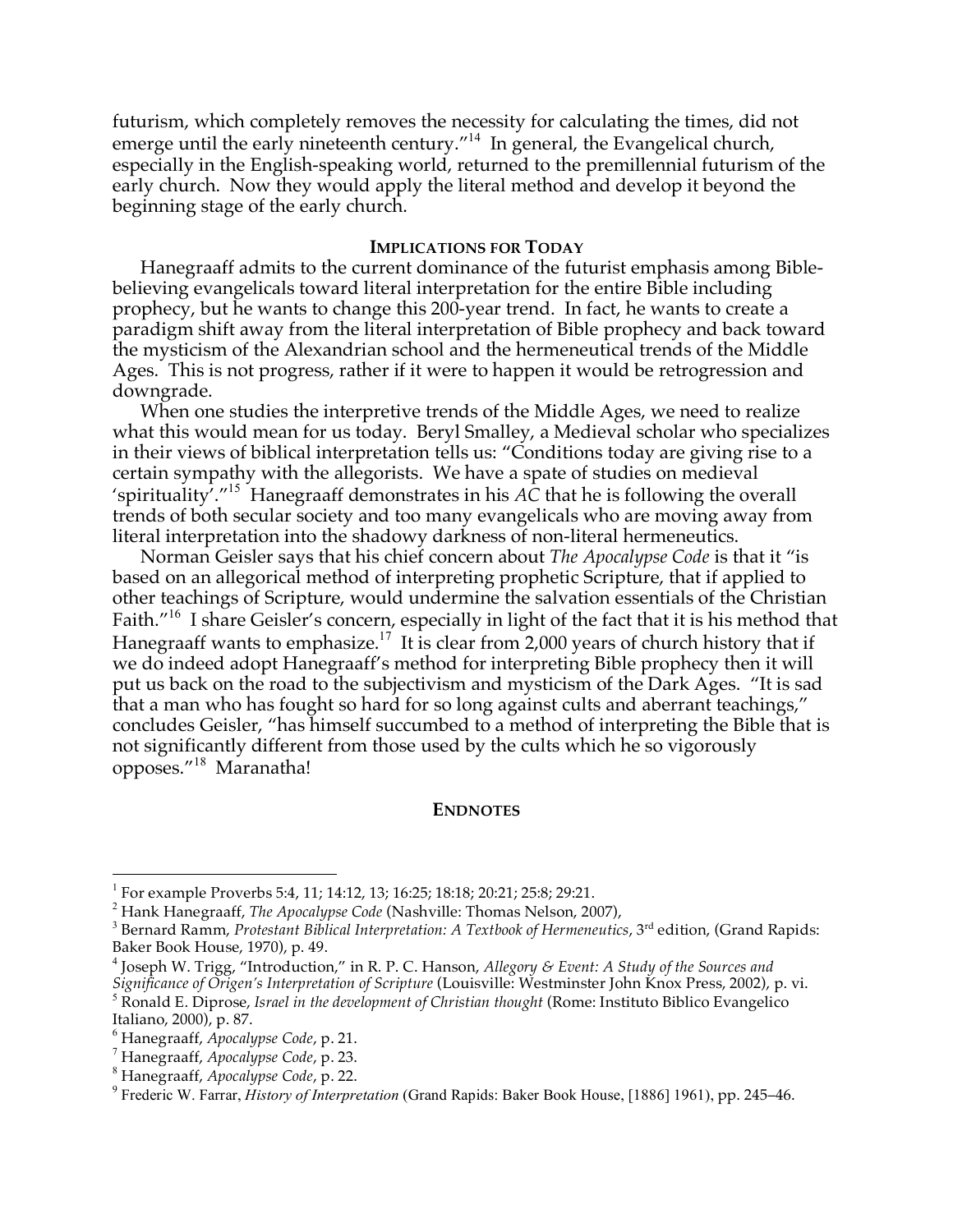futurism, which completely removes the necessity for calculating the times, did not emerge until the early nineteenth century."[14] In general, the Evangelical church, especially in the English-speaking world, returned to the premillennial futurism of the early church. Now they would apply the literal method and develop it beyond the beginning stage of the early church.

## IMPLICATIONS FOR TODAY

Hanegraaff admits to the current dominance of the futurist emphasis among Bible-believing evangelicals toward literal interpretation for the entire Bible including prophecy, but he wants to change this 200-year trend. In fact, he wants to create a paradigm shift away from the literal interpretation of Bible prophecy and back toward the mysticism of the Alexandrian school and the hermeneutical trends of the Middle Ages. This is not progress, rather if it were to happen it would be retrogression and downgrade.

When one studies the interpretive trends of the Middle Ages, we need to realize what this would mean for us today. Beryl Smalley, a Medieval scholar who specializes in their views of biblical interpretation tells us: "Conditions today are giving rise to a certain sympathy with the allegorists. We have a spate of studies on medieval 'spirituality'."[15] Hanegraaff demonstrates in his *AC* that he is following the overall trends of both secular society and too many evangelicals who are moving away from literal interpretation into the shadowy darkness of non-literal hermeneutics.

Norman Geisler says that his chief concern about *The Apocalypse Code* is that it "is based on an allegorical method of interpreting prophetic Scripture, that if applied to other teachings of Scripture, would undermine the salvation essentials of the Christian Faith."[16] I share Geisler's concern, especially in light of the fact that it is his method that Hanegraaff wants to emphasize.[17] It is clear from 2,000 years of church history that if we do indeed adopt Hanegraaff's method for interpreting Bible prophecy then it will put us back on the road to the subjectivism and mysticism of the Dark Ages. "It is sad that a man who has fought so hard for so long against cults and aberrant teachings," concludes Geisler, "has himself succumbed to a method of interpreting the Bible that is not significantly different from those used by the cults which he so vigorously opposes."[18] Maranatha!

## ENDNOTES

---

[1] For example Proverbs 5:4, 11; 14:12, 13; 16:25; 18:18; 20:21; 25:8; 29:21.

[2] Hank Hanegraaff, *The Apocalypse Code* (Nashville: Thomas Nelson, 2007),

[3] Bernard Ramm, *Protestant Biblical Interpretation: A Textbook of Hermeneutics*, 3rd edition, (Grand Rapids: Baker Book House, 1970), p. 49.

[4] Joseph W. Trigg, "Introduction," in R. P. C. Hanson, *Allegory & Event: A Study of the Sources and Significance of Origen's Interpretation of Scripture* (Louisville: Westminster John Knox Press, 2002), p. vi.

[5] Ronald E. Diprose, *Israel in the development of Christian thought* (Rome: Instituto Biblico Evangelico Italiano, 2000), p. 87.

[6] Hanegraaff, *Apocalypse Code*, p. 21.

[7] Hanegraaff, *Apocalypse Code*, p. 23.

[8] Hanegraaff, *Apocalypse Code*, p. 22.

[9] Frederic W. Farrar, *History of Interpretation* (Grand Rapids: Baker Book House, [1886] 1961), pp. 245–46.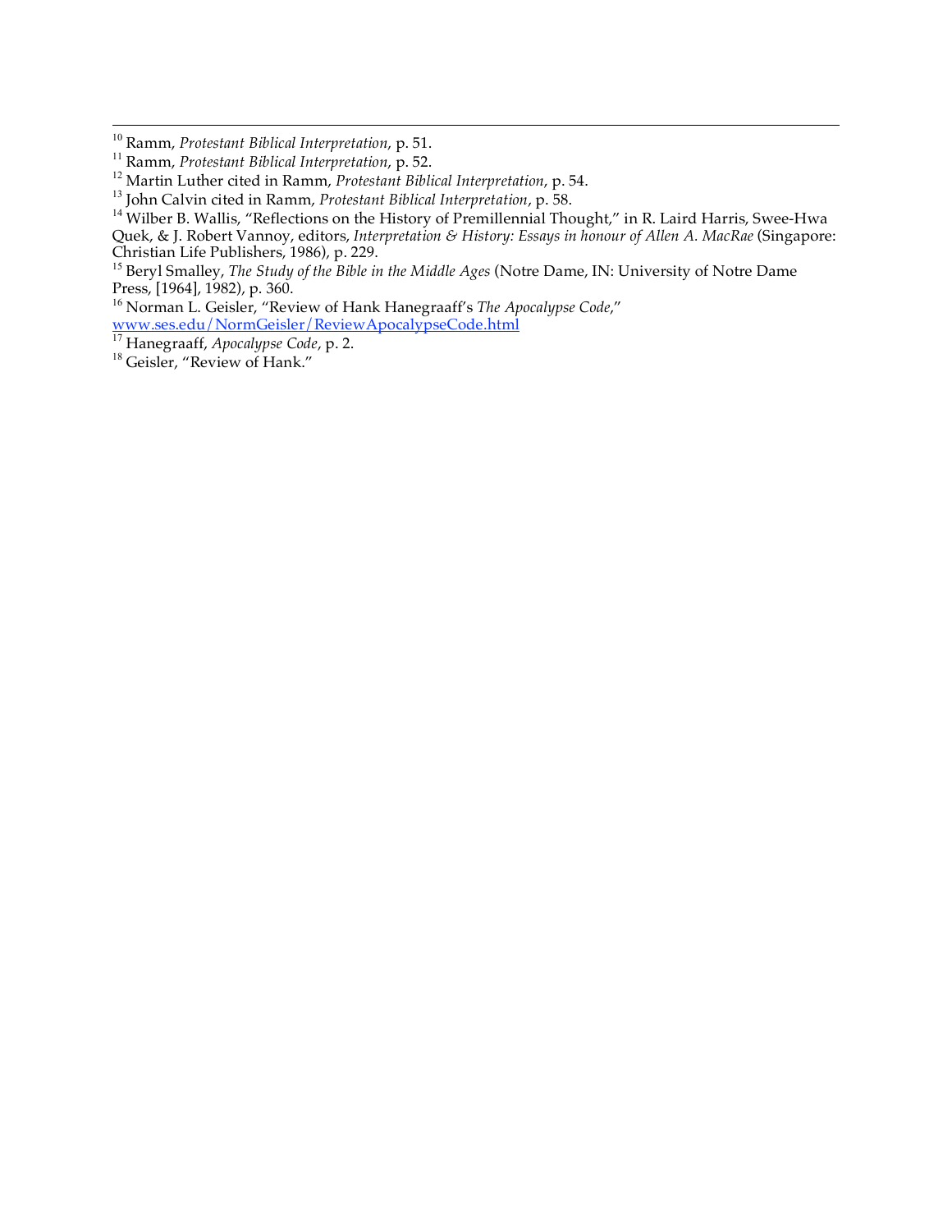[10] Ramm, *Protestant Biblical Interpretation*, p. 51.

[11] Ramm, *Protestant Biblical Interpretation*, p. 52.

[12] Martin Luther cited in Ramm, *Protestant Biblical Interpretation*, p. 54.

[13] John Calvin cited in Ramm, *Protestant Biblical Interpretation*, p. 58.

[14] Wilber B. Wallis, "Reflections on the History of Premillennial Thought," in R. Laird Harris, Swee-Hwa Quek, & J. Robert Vannoy, editors, *Interpretation & History: Essays in honour of Allen A. MacRae* (Singapore: Christian Life Publishers, 1986), p. 229.

[15] Beryl Smalley, *The Study of the Bible in the Middle Ages* (Notre Dame, IN: University of Notre Dame Press, [1964], 1982), p. 360.

[16] Norman L. Geisler, "Review of Hank Hanegraaff's *The Apocalypse Code*," www.ses.edu/NormGeisler/ReviewApocalypseCode.html

[17] Hanegraaff, *Apocalypse Code*, p. 2.

[18] Geisler, "Review of Hank."